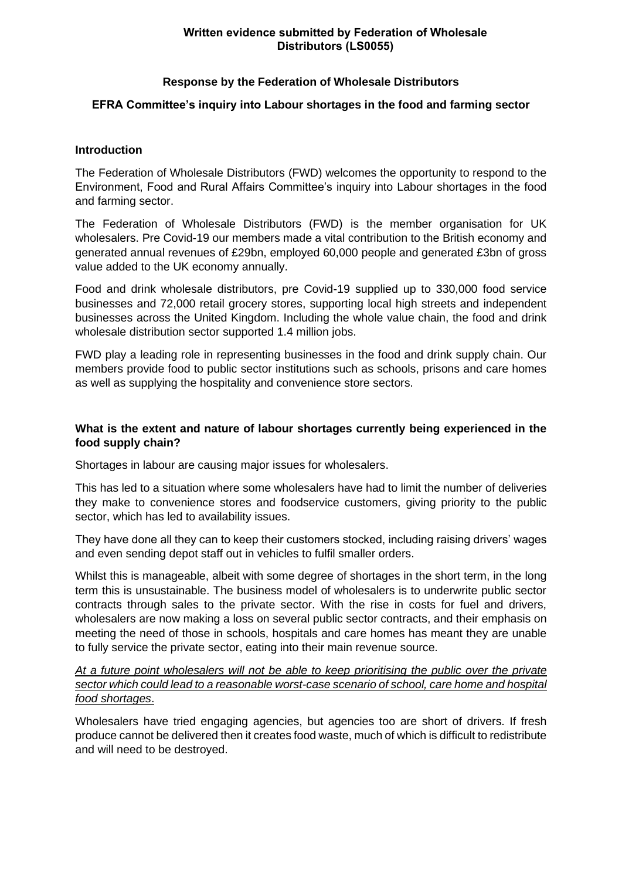**Written evidence submitted by Federation of Wholesale Distributors (LS0055)**

**Response by the Federation of Wholesale Distributors**

**EFRA Committee's inquiry into Labour shortages in the food and farming sector**

## Introduction

The Federation of Wholesale Distributors (FWD) welcomes the opportunity to respond to the Environment, Food and Rural Affairs Committee's inquiry into Labour shortages in the food and farming sector.

The Federation of Wholesale Distributors (FWD) is the member organisation for UK wholesalers. Pre Covid-19 our members made a vital contribution to the British economy and generated annual revenues of £29bn, employed 60,000 people and generated £3bn of gross value added to the UK economy annually.

Food and drink wholesale distributors, pre Covid-19 supplied up to 330,000 food service businesses and 72,000 retail grocery stores, supporting local high streets and independent businesses across the United Kingdom. Including the whole value chain, the food and drink wholesale distribution sector supported 1.4 million jobs.

FWD play a leading role in representing businesses in the food and drink supply chain. Our members provide food to public sector institutions such as schools, prisons and care homes as well as supplying the hospitality and convenience store sectors.

## What is the extent and nature of labour shortages currently being experienced in the food supply chain?

Shortages in labour are causing major issues for wholesalers.

This has led to a situation where some wholesalers have had to limit the number of deliveries they make to convenience stores and foodservice customers, giving priority to the public sector, which has led to availability issues.

They have done all they can to keep their customers stocked, including raising drivers' wages and even sending depot staff out in vehicles to fulfil smaller orders.

Whilst this is manageable, albeit with some degree of shortages in the short term, in the long term this is unsustainable. The business model of wholesalers is to underwrite public sector contracts through sales to the private sector. With the rise in costs for fuel and drivers, wholesalers are now making a loss on several public sector contracts, and their emphasis on meeting the need of those in schools, hospitals and care homes has meant they are unable to fully service the private sector, eating into their main revenue source.

*At a future point wholesalers will not be able to keep prioritising the public over the private sector which could lead to a reasonable worst-case scenario of school, care home and hospital food shortages*.

Wholesalers have tried engaging agencies, but agencies too are short of drivers. If fresh produce cannot be delivered then it creates food waste, much of which is difficult to redistribute and will need to be destroyed.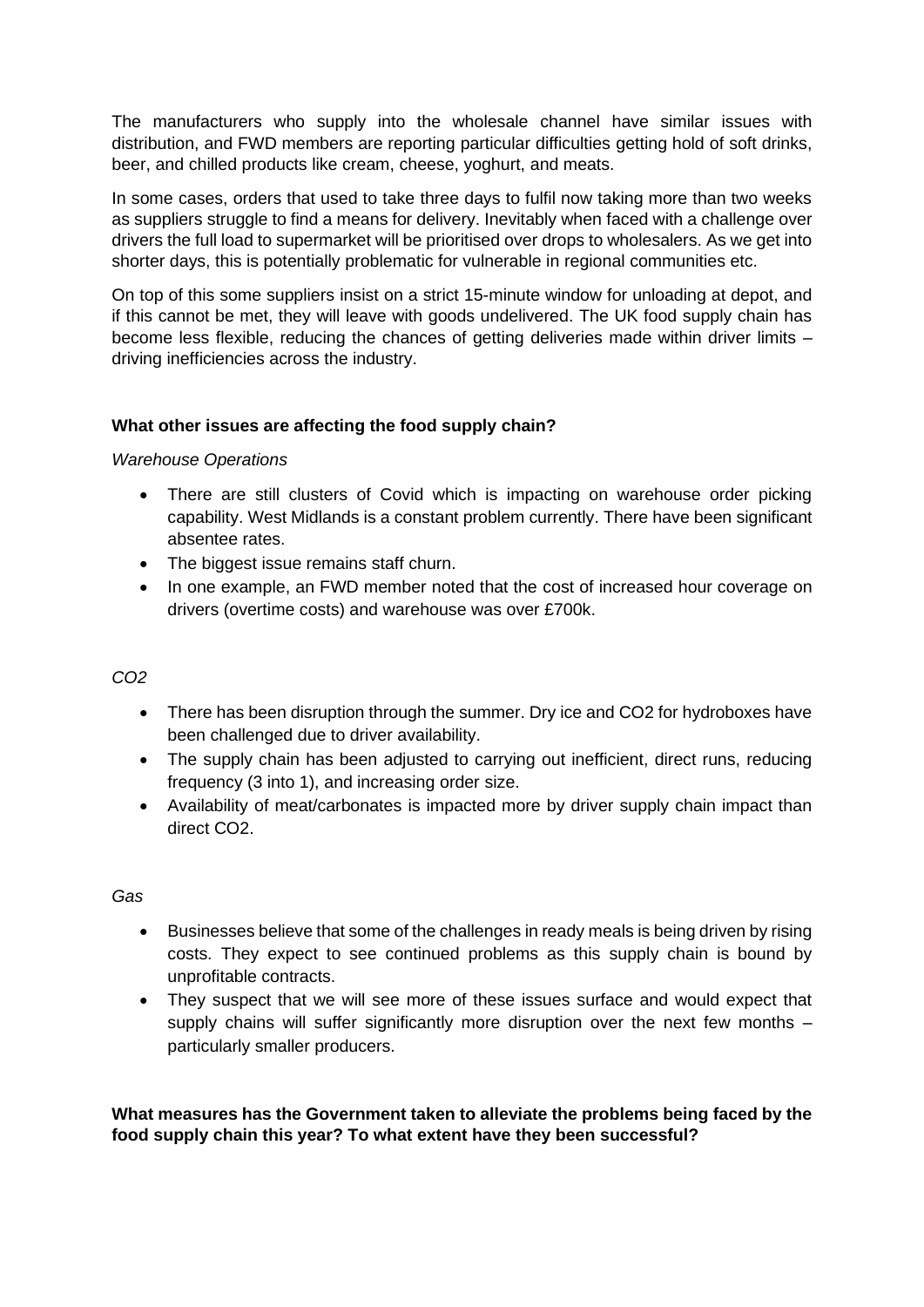The manufacturers who supply into the wholesale channel have similar issues with distribution, and FWD members are reporting particular difficulties getting hold of soft drinks, beer, and chilled products like cream, cheese, yoghurt, and meats.

In some cases, orders that used to take three days to fulfil now taking more than two weeks as suppliers struggle to find a means for delivery. Inevitably when faced with a challenge over drivers the full load to supermarket will be prioritised over drops to wholesalers. As we get into shorter days, this is potentially problematic for vulnerable in regional communities etc.

On top of this some suppliers insist on a strict 15-minute window for unloading at depot, and if this cannot be met, they will leave with goods undelivered. The UK food supply chain has become less flexible, reducing the chances of getting deliveries made within driver limits – driving inefficiencies across the industry.

**What other issues are affecting the food supply chain?**

*Warehouse Operations*

- There are still clusters of Covid which is impacting on warehouse order picking capability. West Midlands is a constant problem currently. There have been significant absentee rates.
- The biggest issue remains staff churn.
- In one example, an FWD member noted that the cost of increased hour coverage on drivers (overtime costs) and warehouse was over £700k.

*$CO_2$*

- There has been disruption through the summer. Dry ice and $CO_2$ for hydroboxes have been challenged due to driver availability.
- The supply chain has been adjusted to carrying out inefficient, direct runs, reducing frequency (3 into 1), and increasing order size.
- Availability of meat/carbonates is impacted more by driver supply chain impact than direct $CO_2$.

*Gas*

- Businesses believe that some of the challenges in ready meals is being driven by rising costs. They expect to see continued problems as this supply chain is bound by unprofitable contracts.
- They suspect that we will see more of these issues surface and would expect that supply chains will suffer significantly more disruption over the next few months – particularly smaller producers.

**What measures has the Government taken to alleviate the problems being faced by the food supply chain this year? To what extent have they been successful?**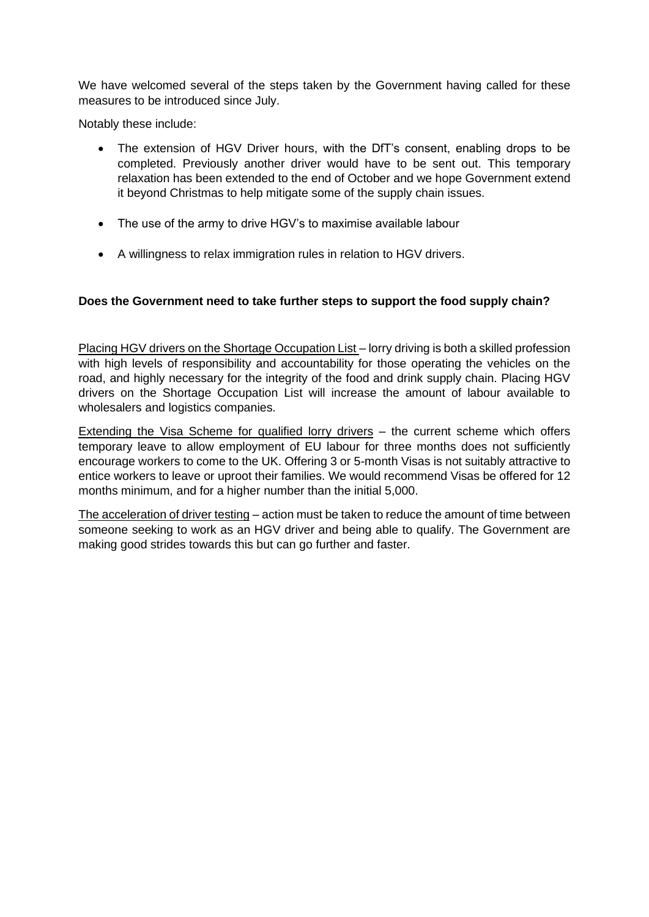We have welcomed several of the steps taken by the Government having called for these measures to be introduced since July.

Notably these include:

- The extension of HGV Driver hours, with the DfT's consent, enabling drops to be completed. Previously another driver would have to be sent out. This temporary relaxation has been extended to the end of October and we hope Government extend it beyond Christmas to help mitigate some of the supply chain issues.
- The use of the army to drive HGV's to maximise available labour
- A willingness to relax immigration rules in relation to HGV drivers.

**Does the Government need to take further steps to support the food supply chain?**

<u>Placing HGV drivers on the Shortage Occupation List</u> – lorry driving is both a skilled profession with high levels of responsibility and accountability for those operating the vehicles on the road, and highly necessary for the integrity of the food and drink supply chain. Placing HGV drivers on the Shortage Occupation List will increase the amount of labour available to wholesalers and logistics companies.

<u>Extending the Visa Scheme for qualified lorry drivers</u> – the current scheme which offers temporary leave to allow employment of EU labour for three months does not sufficiently encourage workers to come to the UK. Offering 3 or 5-month Visas is not suitably attractive to entice workers to leave or uproot their families. We would recommend Visas be offered for 12 months minimum, and for a higher number than the initial 5,000.

<u>The acceleration of driver testing</u> – action must be taken to reduce the amount of time between someone seeking to work as an HGV driver and being able to qualify. The Government are making good strides towards this but can go further and faster.